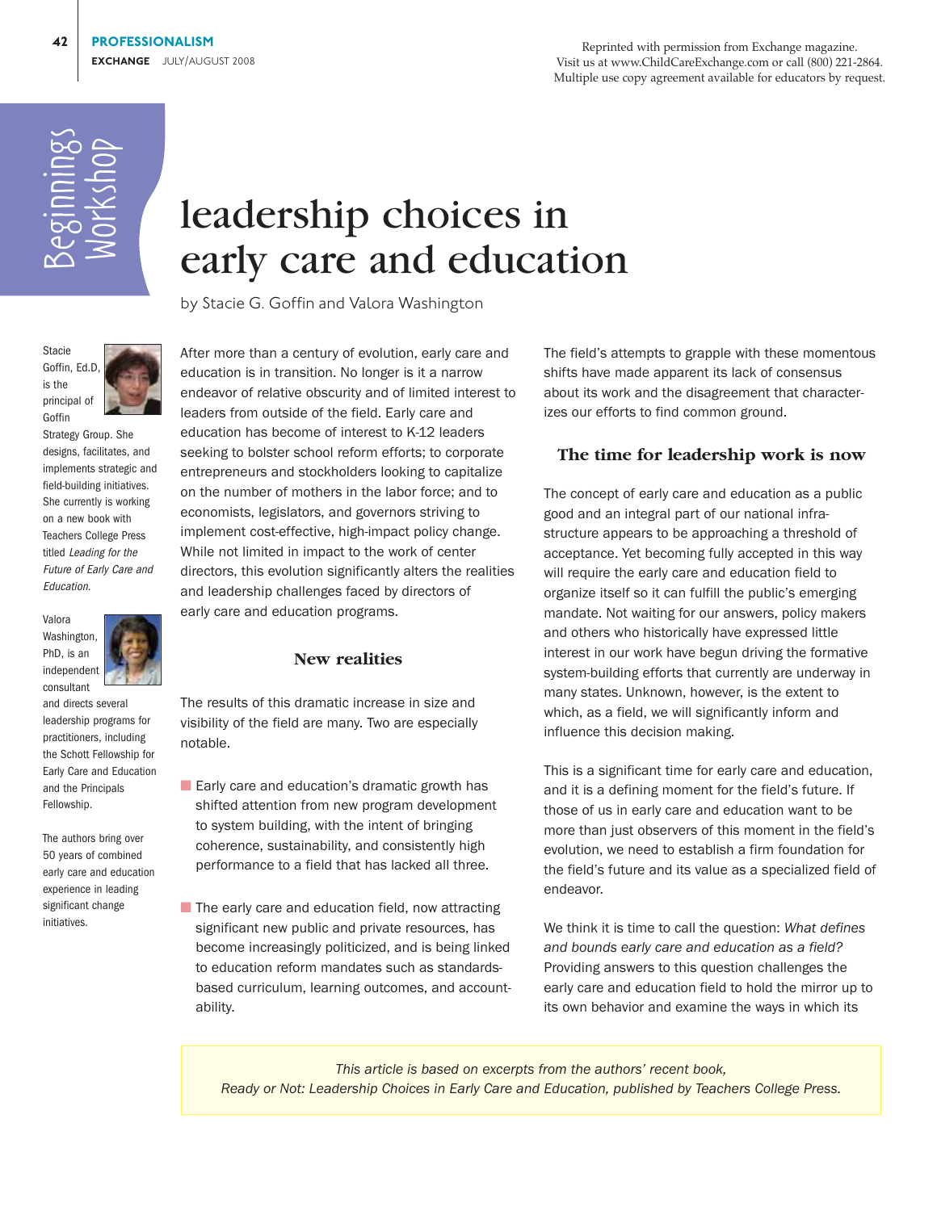Reprinted with permission from Exchange magazine.
Visit us at www.ChildCareExchange.com or call (800) 221-2864.
Multiple use copy agreement available for educators by request.

Beginnings Workshop

# leadership choices in early care and education

by Stacie G. Goffin and Valora Washington

Stacie Goffin, Ed.D, is the principal of Goffin Strategy Group. She designs, facilitates, and implements strategic and field-building initiatives. She currently is working on a new book with Teachers College Press titled *Leading for the Future of Early Care and Education*.

Valora Washington, PhD, is an independent consultant and directs several leadership programs for practitioners, including the Schott Fellowship for Early Care and Education and the Principals Fellowship.

The authors bring over 50 years of combined early care and education experience in leading significant change initiatives.

After more than a century of evolution, early care and education is in transition. No longer is it a narrow endeavor of relative obscurity and of limited interest to leaders from outside of the field. Early care and education has become of interest to K-12 leaders seeking to bolster school reform efforts; to corporate entrepreneurs and stockholders looking to capitalize on the number of mothers in the labor force; and to economists, legislators, and governors striving to implement cost-effective, high-impact policy change. While not limited in impact to the work of center directors, this evolution significantly alters the realities and leadership challenges faced by directors of early care and education programs.

## New realities

The results of this dramatic increase in size and visibility of the field are many. Two are especially notable.

- Early care and education's dramatic growth has shifted attention from new program development to system building, with the intent of bringing coherence, sustainability, and consistently high performance to a field that has lacked all three.
- The early care and education field, now attracting significant new public and private resources, has become increasingly politicized, and is being linked to education reform mandates such as standards-based curriculum, learning outcomes, and accountability.

The field's attempts to grapple with these momentous shifts have made apparent its lack of consensus about its work and the disagreement that characterizes our efforts to find common ground.

## The time for leadership work is now

The concept of early care and education as a public good and an integral part of our national infrastructure appears to be approaching a threshold of acceptance. Yet becoming fully accepted in this way will require the early care and education field to organize itself so it can fulfill the public's emerging mandate. Not waiting for our answers, policy makers and others who historically have expressed little interest in our work have begun driving the formative system-building efforts that currently are underway in many states. Unknown, however, is the extent to which, as a field, we will significantly inform and influence this decision making.

This is a significant time for early care and education, and it is a defining moment for the field's future. If those of us in early care and education want to be more than just observers of this moment in the field's evolution, we need to establish a firm foundation for the field's future and its value as a specialized field of endeavor.

We think it is time to call the question: *What defines and bounds early care and education as a field?* Providing answers to this question challenges the early care and education field to hold the mirror up to its own behavior and examine the ways in which its

*This article is based on excerpts from the authors' recent book, Ready or Not: Leadership Choices in Early Care and Education, published by Teachers College Press.*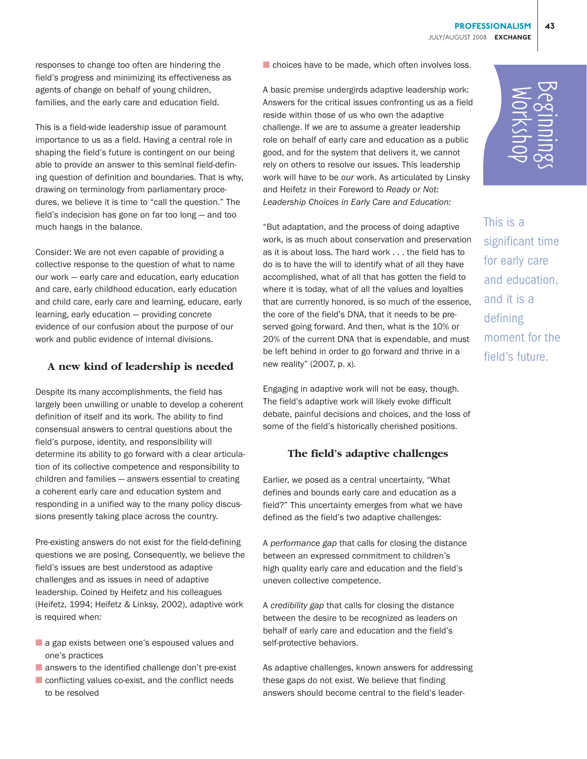responses to change too often are hindering the field's progress and minimizing its effectiveness as agents of change on behalf of young children, families, and the early care and education field.

This is a field-wide leadership issue of paramount importance to us as a field. Having a central role in shaping the field's future is contingent on our being able to provide an answer to this seminal field-defining question of definition and boundaries. That is why, drawing on terminology from parliamentary procedures, we believe it is time to "call the question." The field's indecision has gone on far too long — and too much hangs in the balance.

Consider: We are not even capable of providing a collective response to the question of what to name our work — early care and education, early education and care, early childhood education, early education and child care, early care and learning, educare, early learning, early education — providing concrete evidence of our confusion about the purpose of our work and public evidence of internal divisions.

## A new kind of leadership is needed

Despite its many accomplishments, the field has largely been unwilling or unable to develop a coherent definition of itself and its work. The ability to find consensual answers to central questions about the field's purpose, identity, and responsibility will determine its ability to go forward with a clear articulation of its collective competence and responsibility to children and families — answers essential to creating a coherent early care and education system and responding in a unified way to the many policy discussions presently taking place across the country.

Pre-existing answers do not exist for the field-defining questions we are posing. Consequently, we believe the field's issues are best understood as adaptive challenges and as issues in need of adaptive leadership. Coined by Heifetz and his colleagues (Heifetz, 1994; Heifetz & Linksy, 2002), adaptive work is required when:

- a gap exists between one's espoused values and one's practices
- answers to the identified challenge don't pre-exist
- conflicting values co-exist, and the conflict needs to be resolved
- choices have to be made, which often involves loss.

A basic premise undergirds adaptive leadership work: Answers for the critical issues confronting us as a field reside within those of us who own the adaptive challenge. If we are to assume a greater leadership role on behalf of early care and education as a public good, and for the system that delivers it, we cannot rely on others to resolve our issues. This leadership work will have to be *our* work. As articulated by Linsky and Heifetz in their Foreword to *Ready or Not: Leadership Choices in Early Care and Education:*

"But adaptation, and the process of doing adaptive work, is as much about conservation and preservation as it is about loss. The hard work . . . the field has to do is to have the will to identify what of all they have accomplished, what of all that has gotten the field to where it is today, what of all the values and loyalties that are currently honored, is so much of the essence, the core of the field's DNA, that it needs to be preserved going forward. And then, what is the 10% or 20% of the current DNA that is expendable, and must be left behind in order to go forward and thrive in a new reality" (2007, p. x).

Engaging in adaptive work will not be easy, though. The field's adaptive work will likely evoke difficult debate, painful decisions and choices, and the loss of some of the field's historically cherished positions.

## The field's adaptive challenges

Earlier, we posed as a central uncertainty, "What defines and bounds early care and education as a field?" This uncertainty emerges from what we have defined as the field's two adaptive challenges:

A *performance gap* that calls for closing the distance between an expressed commitment to children's high quality early care and education and the field's uneven collective competence.

A *credibility gap* that calls for closing the distance between the desire to be recognized as leaders on behalf of early care and education and the field's self-protective behaviors.

As adaptive challenges, known answers for addressing these gaps do not exist. We believe that finding answers should become central to the field's leader-

Beginnings Workshop

This is a significant time for early care and education, and it is a defining moment for the field's future.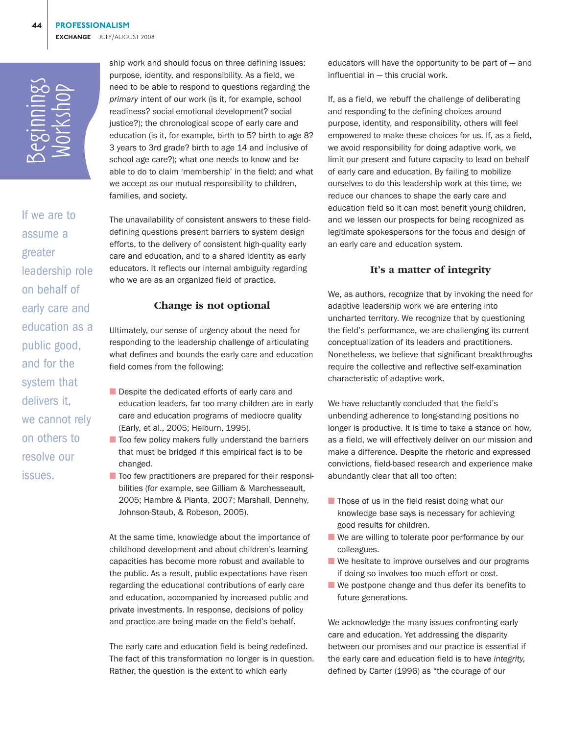If we are to assume a greater leadership role on behalf of early care and education as a public good, and for the system that delivers it, we cannot rely on others to resolve our issues.

ship work and should focus on three defining issues: purpose, identity, and responsibility. As a field, we need to be able to respond to questions regarding the *primary* intent of our work (is it, for example, school readiness? social-emotional development? social justice?); the chronological scope of early care and education (is it, for example, birth to 5? birth to age 8? 3 years to 3rd grade? birth to age 14 and inclusive of school age care?); what one needs to know and be able to do to claim 'membership' in the field; and what we accept as our mutual responsibility to children, families, and society.

The unavailability of consistent answers to these field-defining questions present barriers to system design efforts, to the delivery of consistent high-quality early care and education, and to a shared identity as early educators. It reflects our internal ambiguity regarding who we are as an organized field of practice.

## Change is not optional

Ultimately, our sense of urgency about the need for responding to the leadership challenge of articulating what defines and bounds the early care and education field comes from the following:

- Despite the dedicated efforts of early care and education leaders, far too many children are in early care and education programs of mediocre quality (Early, et al., 2005; Helburn, 1995).
- Too few policy makers fully understand the barriers that must be bridged if this empirical fact is to be changed.
- Too few practitioners are prepared for their responsibilities (for example, see Gilliam & Marchesseault, 2005; Hambre & Pianta, 2007; Marshall, Dennehy, Johnson-Staub, & Robeson, 2005).

At the same time, knowledge about the importance of childhood development and about children's learning capacities has become more robust and available to the public. As a result, public expectations have risen regarding the educational contributions of early care and education, accompanied by increased public and private investments. In response, decisions of policy and practice are being made on the field's behalf.

The early care and education field is being redefined. The fact of this transformation no longer is in question. Rather, the question is the extent to which early educators will have the opportunity to be part of — and influential in — this crucial work.

If, as a field, we rebuff the challenge of deliberating and responding to the defining choices around purpose, identity, and responsibility, others will feel empowered to make these choices for us. If, as a field, we avoid responsibility for doing adaptive work, we limit our present and future capacity to lead on behalf of early care and education. By failing to mobilize ourselves to do this leadership work at this time, we reduce our chances to shape the early care and education field so it can most benefit young children, and we lessen our prospects for being recognized as legitimate spokespersons for the focus and design of an early care and education system.

## It's a matter of integrity

We, as authors, recognize that by invoking the need for adaptive leadership work we are entering into uncharted territory. We recognize that by questioning the field's performance, we are challenging its current conceptualization of its leaders and practitioners. Nonetheless, we believe that significant breakthroughs require the collective and reflective self-examination characteristic of adaptive work.

We have reluctantly concluded that the field's unbending adherence to long-standing positions no longer is productive. It is time to take a stance on how, as a field, we will effectively deliver on our mission and make a difference. Despite the rhetoric and expressed convictions, field-based research and experience make abundantly clear that all too often:

- Those of us in the field resist doing what our knowledge base says is necessary for achieving good results for children.
- We are willing to tolerate poor performance by our colleagues.
- We hesitate to improve ourselves and our programs if doing so involves too much effort or cost.
- We postpone change and thus defer its benefits to future generations.

We acknowledge the many issues confronting early care and education. Yet addressing the disparity between our promises and our practice is essential if the early care and education field is to have *integrity,* defined by Carter (1996) as "the courage of our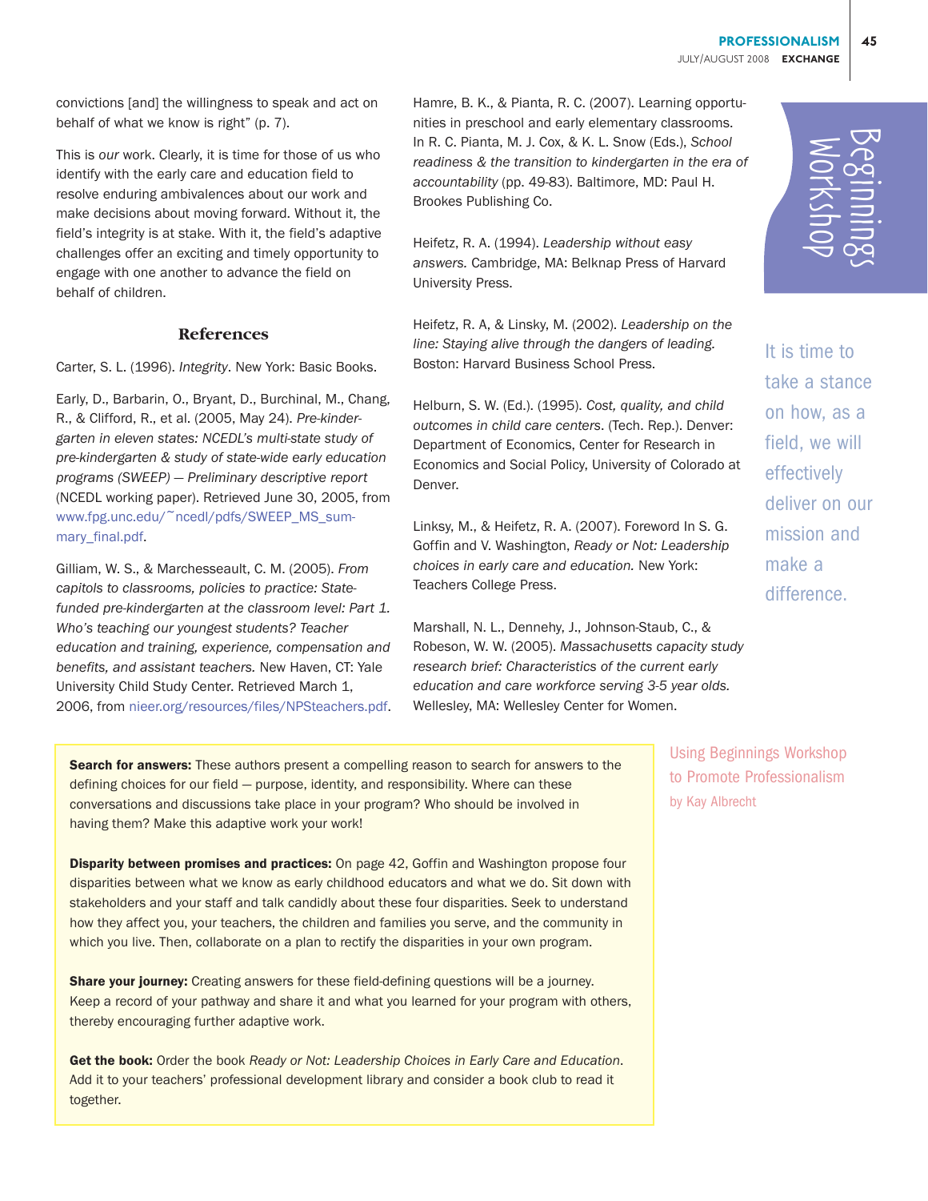convictions [and] the willingness to speak and act on behalf of what we know is right" (p. 7).

This is *our* work. Clearly, it is time for those of us who identify with the early care and education field to resolve enduring ambivalences about our work and make decisions about moving forward. Without it, the field's integrity is at stake. With it, the field's adaptive challenges offer an exciting and timely opportunity to engage with one another to advance the field on behalf of children.

## References

Carter, S. L. (1996). *Integrity*. New York: Basic Books.

Early, D., Barbarin, O., Bryant, D., Burchinal, M., Chang, R., & Clifford, R., et al. (2005, May 24). *Pre-kindergarten in eleven states: NCEDL's multi-state study of pre-kindergarten & study of state-wide early education programs (SWEEP) — Preliminary descriptive report* (NCEDL working paper). Retrieved June 30, 2005, from www.fpg.unc.edu/~ncedl/pdfs/SWEEP_MS_summary_final.pdf.

Gilliam, W. S., & Marchesseault, C. M. (2005). *From capitols to classrooms, policies to practice: State-funded pre-kindergarten at the classroom level: Part 1. Who's teaching our youngest students? Teacher education and training, experience, compensation and benefits, and assistant teachers.* New Haven, CT: Yale University Child Study Center. Retrieved March 1, 2006, from nieer.org/resources/files/NPSteachers.pdf.

Hamre, B. K., & Pianta, R. C. (2007). Learning opportunities in preschool and early elementary classrooms. In R. C. Pianta, M. J. Cox, & K. L. Snow (Eds.), *School readiness & the transition to kindergarten in the era of accountability* (pp. 49-83). Baltimore, MD: Paul H. Brookes Publishing Co.

Heifetz, R. A. (1994). *Leadership without easy answers.* Cambridge, MA: Belknap Press of Harvard University Press.

Heifetz, R. A, & Linsky, M. (2002). *Leadership on the line: Staying alive through the dangers of leading.* Boston: Harvard Business School Press.

Helburn, S. W. (Ed.). (1995). *Cost, quality, and child outcomes in child care centers*. (Tech. Rep.). Denver: Department of Economics, Center for Research in Economics and Social Policy, University of Colorado at Denver.

Linksy, M., & Heifetz, R. A. (2007). Foreword In S. G. Goffin and V. Washington, *Ready or Not: Leadership choices in early care and education.* New York: Teachers College Press.

Marshall, N. L., Dennehy, J., Johnson-Staub, C., & Robeson, W. W. (2005). *Massachusetts capacity study research brief: Characteristics of the current early education and care workforce serving 3-5 year olds.* Wellesley, MA: Wellesley Center for Women.

It is time to take a stance on how, as a field, we will effectively deliver on our mission and make a difference.

## Beginnings Workshop

Using Beginnings Workshop to Promote Professionalism

by Kay Albrecht

**Search for answers:** These authors present a compelling reason to search for answers to the defining choices for our field — purpose, identity, and responsibility. Where can these conversations and discussions take place in your program? Who should be involved in having them? Make this adaptive work your work!

**Disparity between promises and practices:** On page 42, Goffin and Washington propose four disparities between what we know as early childhood educators and what we do. Sit down with stakeholders and your staff and talk candidly about these four disparities. Seek to understand how they affect you, your teachers, the children and families you serve, and the community in which you live. Then, collaborate on a plan to rectify the disparities in your own program.

**Share your journey:** Creating answers for these field-defining questions will be a journey. Keep a record of your pathway and share it and what you learned for your program with others, thereby encouraging further adaptive work.

**Get the book:** Order the book *Ready or Not: Leadership Choices in Early Care and Education*. Add it to your teachers' professional development library and consider a book club to read it together.